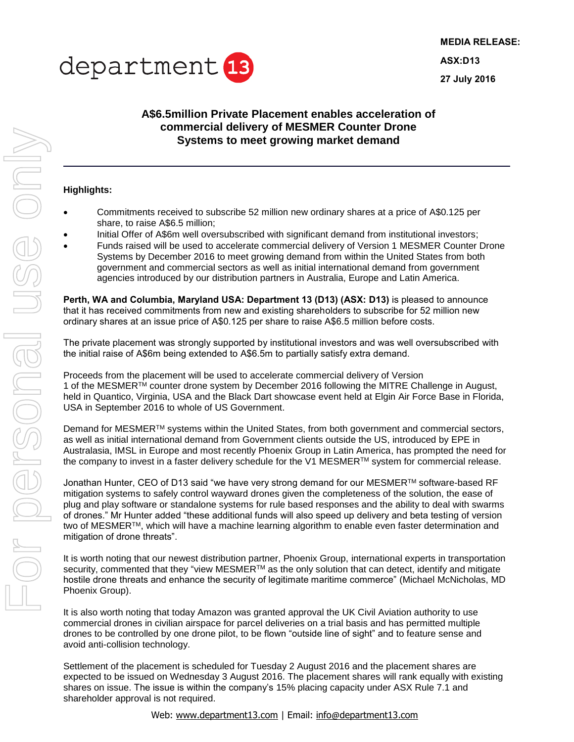**MEDIA RELEASE:**

**ASX:D13**

**27 July 2016**

# A$6.5million Private Placement enables acceleration of commercial delivery of MESMER Counter Drone Systems to meet growing market demand

**Highlights:**

- Commitments received to subscribe 52 million new ordinary shares at a price of A$0.125 per share, to raise A$6.5 million;
- Initial Offer of A$6m well oversubscribed with significant demand from institutional investors;
- Funds raised will be used to accelerate commercial delivery of Version 1 MESMER Counter Drone Systems by December 2016 to meet growing demand from within the United States from both government and commercial sectors as well as initial international demand from government agencies introduced by our distribution partners in Australia, Europe and Latin America.

**Perth, WA and Columbia, Maryland USA: Department 13 (D13) (ASX: D13)** is pleased to announce that it has received commitments from new and existing shareholders to subscribe for 52 million new ordinary shares at an issue price of A$0.125 per share to raise A$6.5 million before costs.

The private placement was strongly supported by institutional investors and was well oversubscribed with the initial raise of A$6m being extended to A$6.5m to partially satisfy extra demand.

Proceeds from the placement will be used to accelerate commercial delivery of Version 1 of the MESMER™ counter drone system by December 2016 following the MITRE Challenge in August, held in Quantico, Virginia, USA and the Black Dart showcase event held at Elgin Air Force Base in Florida, USA in September 2016 to whole of US Government.

Demand for MESMER™ systems within the United States, from both government and commercial sectors, as well as initial international demand from Government clients outside the US, introduced by EPE in Australasia, IMSL in Europe and most recently Phoenix Group in Latin America, has prompted the need for the company to invest in a faster delivery schedule for the V1 MESMER™ system for commercial release.

Jonathan Hunter, CEO of D13 said "we have very strong demand for our MESMER™ software-based RF mitigation systems to safely control wayward drones given the completeness of the solution, the ease of plug and play software or standalone systems for rule based responses and the ability to deal with swarms of drones." Mr Hunter added "these additional funds will also speed up delivery and beta testing of version two of MESMER™, which will have a machine learning algorithm to enable even faster determination and mitigation of drone threats".

It is worth noting that our newest distribution partner, Phoenix Group, international experts in transportation security, commented that they "view MESMER™ as the only solution that can detect, identify and mitigate hostile drone threats and enhance the security of legitimate maritime commerce" (Michael McNicholas, MD Phoenix Group).

It is also worth noting that today Amazon was granted approval the UK Civil Aviation authority to use commercial drones in civilian airspace for parcel deliveries on a trial basis and has permitted multiple drones to be controlled by one drone pilot, to be flown "outside line of sight" and to feature sense and avoid anti-collision technology.

Settlement of the placement is scheduled for Tuesday 2 August 2016 and the placement shares are expected to be issued on Wednesday 3 August 2016. The placement shares will rank equally with existing shares on issue. The issue is within the company's 15% placing capacity under ASX Rule 7.1 and shareholder approval is not required.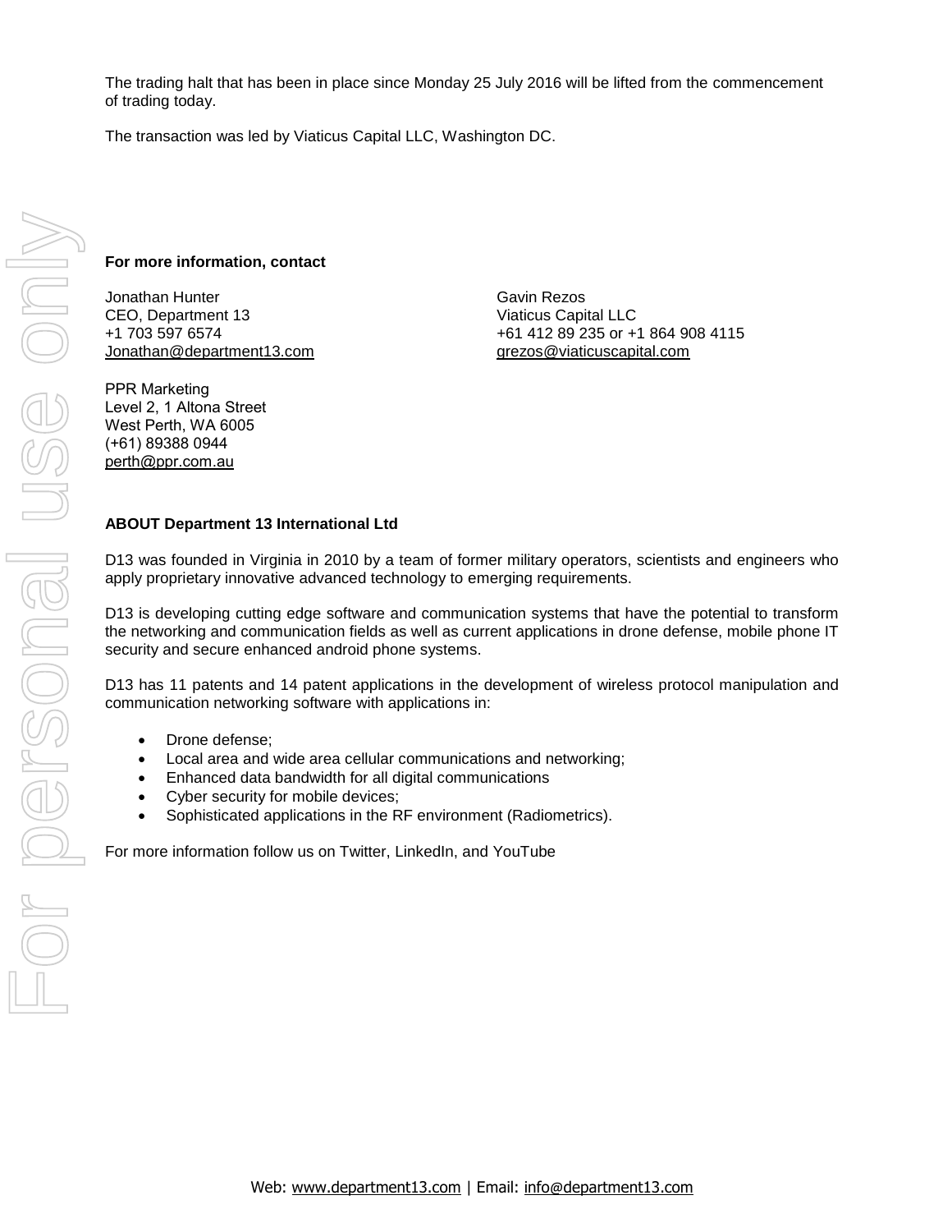The trading halt that has been in place since Monday 25 July 2016 will be lifted from the commencement of trading today.

The transaction was led by Viaticus Capital LLC, Washington DC.

**For more information, contact**

Jonathan Hunter
CEO, Department 13
+1 703 597 6574
Jonathan@department13.com

Gavin Rezos
Viaticus Capital LLC
+61 412 89 235 or +1 864 908 4115
grezos@viaticuscapital.com

PPR Marketing
Level 2, 1 Altona Street
West Perth, WA 6005
(+61) 89388 0944
perth@ppr.com.au

**ABOUT Department 13 International Ltd**

D13 was founded in Virginia in 2010 by a team of former military operators, scientists and engineers who apply proprietary innovative advanced technology to emerging requirements.

D13 is developing cutting edge software and communication systems that have the potential to transform the networking and communication fields as well as current applications in drone defense, mobile phone IT security and secure enhanced android phone systems.

D13 has 11 patents and 14 patent applications in the development of wireless protocol manipulation and communication networking software with applications in:

- Drone defense;
- Local area and wide area cellular communications and networking;
- Enhanced data bandwidth for all digital communications
- Cyber security for mobile devices;
- Sophisticated applications in the RF environment (Radiometrics).

For more information follow us on Twitter, LinkedIn, and YouTube